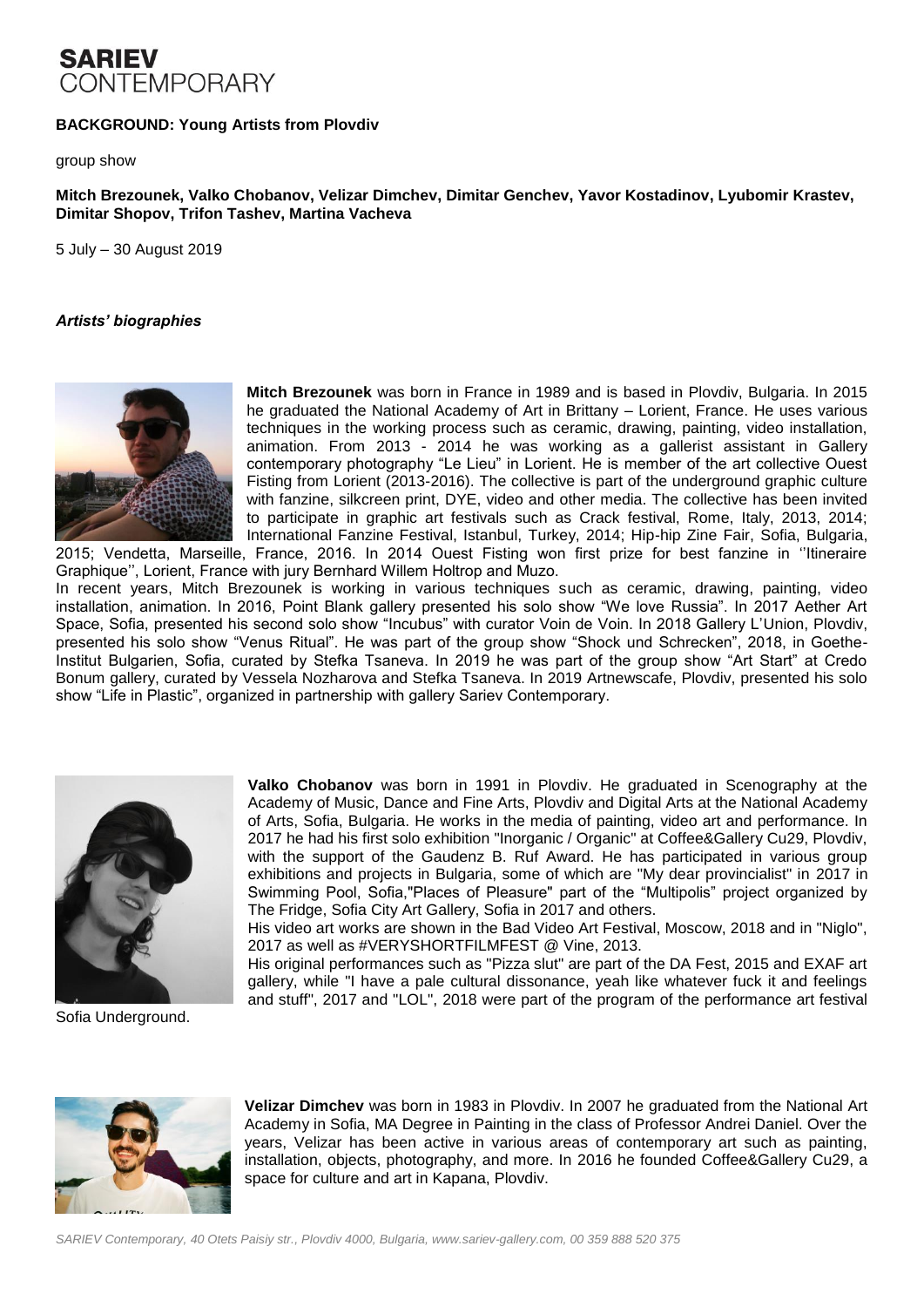**SARIEV**
CONTEMPORARY

**BACKGROUND: Young Artists from Plovdiv**

group show

**Mitch Brezounek, Valko Chobanov, Velizar Dimchev, Dimitar Genchev, Yavor Kostadinov, Lyubomir Krastev, Dimitar Shopov, Trifon Tashev, Martina Vacheva**

5 July – 30 August 2019

***Artists' biographies***

**Mitch Brezounek** was born in France in 1989 and is based in Plovdiv, Bulgaria. In 2015 he graduated the National Academy of Art in Brittany – Lorient, France. He uses various techniques in the working process such as ceramic, drawing, painting, video installation, animation. From 2013 - 2014 he was working as a gallerist assistant in Gallery contemporary photography "Le Lieu" in Lorient. He is member of the art collective Ouest Fisting from Lorient (2013-2016). The collective is part of the underground graphic culture with fanzine, silkcreen print, DYE, video and other media. The collective has been invited to participate in graphic art festivals such as Crack festival, Rome, Italy, 2013, 2014; International Fanzine Festival, Istanbul, Turkey, 2014; Hip-hip Zine Fair, Sofia, Bulgaria, 2015; Vendetta, Marseille, France, 2016. In 2014 Ouest Fisting won first prize for best fanzine in ''Itineraire Graphique'', Lorient, France with jury Bernhard Willem Holtrop and Muzo.

In recent years, Mitch Brezounek is working in various techniques such as ceramic, drawing, painting, video installation, animation. In 2016, Point Blank gallery presented his solo show "We love Russia". In 2017 Aether Art Space, Sofia, presented his second solo show "Incubus" with curator Voin de Voin. In 2018 Gallery L'Union, Plovdiv, presented his solo show "Venus Ritual". He was part of the group show "Shock und Schrecken", 2018, in Goethe-Institut Bulgarien, Sofia, curated by Stefka Tsaneva. In 2019 he was part of the group show "Art Start" at Credo Bonum gallery, curated by Vessela Nozharova and Stefka Tsaneva. In 2019 Artnewscafe, Plovdiv, presented his solo show "Life in Plastic", organized in partnership with gallery Sariev Contemporary.

**Valko Chobanov** was born in 1991 in Plovdiv. He graduated in Scenography at the Academy of Music, Dance and Fine Arts, Plovdiv and Digital Arts at the National Academy of Arts, Sofia, Bulgaria. He works in the media of painting, video art and performance. In 2017 he had his first solo exhibition "Inorganic / Organic" at Coffee&Gallery Cu29, Plovdiv, with the support of the Gaudenz B. Ruf Award. He has participated in various group exhibitions and projects in Bulgaria, some of which are "My dear provincialist" in 2017 in Swimming Pool, Sofia,"Places of Pleasure" part of the "Multipolis" project organized by The Fridge, Sofia City Art Gallery, Sofia in 2017 and others.

His video art works are shown in the Bad Video Art Festival, Moscow, 2018 and in "Niglo", 2017 as well as #VERYSHORTFILMFEST @ Vine, 2013.

His original performances such as "Pizza slut" are part of the DA Fest, 2015 and EXAF art gallery, while "I have a pale cultural dissonance, yeah like whatever fuck it and feelings and stuff", 2017 and "LOL", 2018 were part of the program of the performance art festival Sofia Underground.

**Velizar Dimchev** was born in 1983 in Plovdiv. In 2007 he graduated from the National Art Academy in Sofia, MA Degree in Painting in the class of Professor Andrei Daniel. Over the years, Velizar has been active in various areas of contemporary art such as painting, installation, objects, photography, and more. In 2016 he founded Coffee&Gallery Cu29, a space for culture and art in Kapana, Plovdiv.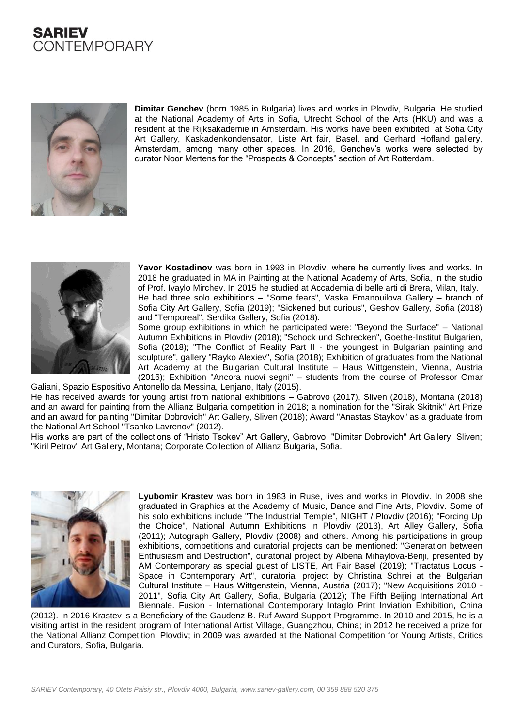**Dimitar Genchev** (born 1985 in Bulgaria) lives and works in Plovdiv, Bulgaria. He studied at the National Academy of Arts in Sofia, Utrecht School of the Arts (HKU) and was a resident at the Rijksakademie in Amsterdam. His works have been exhibited at Sofia City Art Gallery, Kaskadenkondensator, Liste Art fair, Basel, and Gerhard Hofland gallery, Amsterdam, among many other spaces. In 2016, Genchev's works were selected by curator Noor Mertens for the "Prospects & Concepts" section of Art Rotterdam.

**Yavor Kostadinov** was born in 1993 in Plovdiv, where he currently lives and works. In 2018 he graduated in MA in Painting at the National Academy of Arts, Sofia, in the studio of Prof. Ivaylo Mirchev. In 2015 he studied at Accademia di belle arti di Brera, Milan, Italy.
He had three solo exhibitions – "Some fears", Vaska Emanouilova Gallery – branch of Sofia City Art Gallery, Sofia (2019); "Sickened but curious", Geshov Gallery, Sofia (2018) and "Temporeal", Serdika Gallery, Sofia (2018).
Some group exhibitions in which he participated were: "Beyond the Surface" – National Autumn Exhibitions in Plovdiv (2018); "Schock und Schrecken", Goethe-Institut Bulgarien, Sofia (2018); "The Conflict of Reality Part II - the youngest in Bulgarian painting and sculpture", gallery "Rayko Alexiev", Sofia (2018); Exhibition of graduates from the National Art Academy at the Bulgarian Cultural Institute – Haus Wittgenstein, Vienna, Austria (2016); Exhibition "Ancora nuovi segni" – students from the course of Professor Omar Galiani, Spazio Espositivo Antonello da Messina, Lenjano, Italy (2015).
He has received awards for young artist from national exhibitions – Gabrovo (2017), Sliven (2018), Montana (2018) and an award for painting from the Allianz Bulgaria competition in 2018; a nomination for the "Sirak Skitnik" Art Prize and an award for painting "Dimitar Dobrovich" Art Gallery, Sliven (2018); Award "Anastas Staykov" as a graduate from the National Art School "Tsanko Lavrenov" (2012).
His works are part of the collections of "Hristo Tsokev" Art Gallery, Gabrovo; "Dimitar Dobrovich" Art Gallery, Sliven; "Kiril Petrov" Art Gallery, Montana; Corporate Collection of Allianz Bulgaria, Sofia.

**Lyubomir Krastev** was born in 1983 in Ruse, lives and works in Plovdiv. In 2008 she graduated in Graphics at the Academy of Music, Dance and Fine Arts, Plovdiv. Some of his solo exhibitions include "The Industrial Temple", NIGHT / Plovdiv (2016); "Forcing Up the Choice", National Autumn Exhibitions in Plovdiv (2013), Art Alley Gallery, Sofia (2011); Autograph Gallery, Plovdiv (2008) and others. Among his participations in group exhibitions, competitions and curatorial projects can be mentioned: "Generation between Enthusiasm and Destruction", curatorial project by Albena Mihaylova-Benji, presented by AM Contemporary as special guest of LISTE, Art Fair Basel (2019); "Tractatus Locus - Space in Contemporary Art", curatorial project by Christina Schrei at the Bulgarian Cultural Institute – Haus Wittgenstein, Vienna, Austria (2017); "New Acquisitions 2010 - 2011", Sofia City Art Gallery, Sofia, Bulgaria (2012); The Fifth Beijing International Art Biennale. Fusion - International Contemporary Intaglo Print Inviation Exhibition, China (2012). In 2016 Krastev is a Beneficiary of the Gaudenz B. Ruf Award Support Programme. In 2010 and 2015, he is a visiting artist in the resident program of International Artist Village, Guangzhou, China; in 2012 he received a prize for the National Allianz Competition, Plovdiv; in 2009 was awarded at the National Competition for Young Artists, Critics and Curators, Sofia, Bulgaria.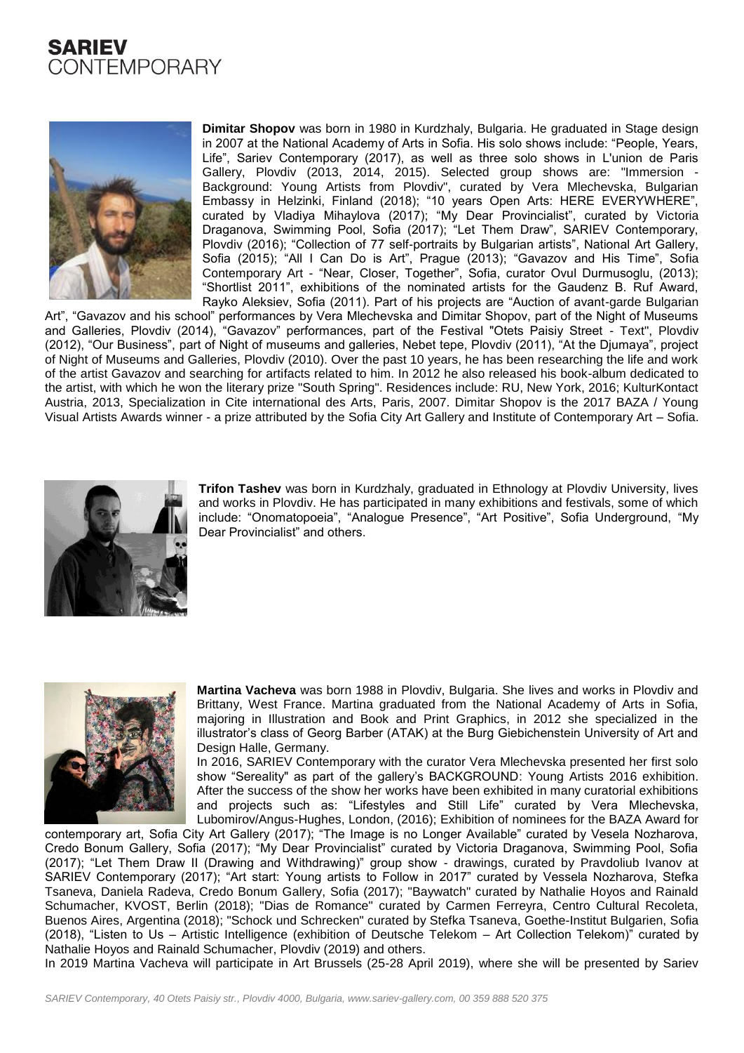**Dimitar Shopov** was born in 1980 in Kurdzhaly, Bulgaria. He graduated in Stage design in 2007 at the National Academy of Arts in Sofia. His solo shows include: "People, Years, Life", Sariev Contemporary (2017), as well as three solo shows in L'union de Paris Gallery, Plovdiv (2013, 2014, 2015). Selected group shows are: "Immersion - Background: Young Artists from Plovdiv", curated by Vera Mlechevska, Bulgarian Embassy in Helzinki, Finland (2018); "10 years Open Arts: HERE EVERYWHERE", curated by Vladiya Mihaylova (2017); "My Dear Provincialist", curated by Victoria Draganova, Swimming Pool, Sofia (2017); "Let Them Draw", SARIEV Contemporary, Plovdiv (2016); "Collection of 77 self-portraits by Bulgarian artists", National Art Gallery, Sofia (2015); "All I Can Do is Art", Prague (2013); "Gavazov and His Time", Sofia Contemporary Art - "Near, Closer, Together", Sofia, curator Ovul Durmusoglu, (2013); "Shortlist 2011", exhibitions of the nominated artists for the Gaudenz B. Ruf Award, Rayko Aleksiev, Sofia (2011). Part of his projects are "Auction of avant-garde Bulgarian Art", "Gavazov and his school" performances by Vera Mlechevska and Dimitar Shopov, part of the Night of Museums and Galleries, Plovdiv (2014), "Gavazov" performances, part of the Festival "Otets Paisiy Street - Text", Plovdiv (2012), "Our Business", part of Night of museums and galleries, Nebet tepe, Plovdiv (2011), "At the Djumaya", project of Night of Museums and Galleries, Plovdiv (2010). Over the past 10 years, he has been researching the life and work of the artist Gavazov and searching for artifacts related to him. In 2012 he also released his book-album dedicated to the artist, with which he won the literary prize "South Spring". Residences include: RU, New York, 2016; KulturKontact Austria, 2013, Specialization in Cite international des Arts, Paris, 2007. Dimitar Shopov is the 2017 BAZA / Young Visual Artists Awards winner - a prize attributed by the Sofia City Art Gallery and Institute of Contemporary Art – Sofia.

**Trifon Tashev** was born in Kurdzhaly, graduated in Ethnology at Plovdiv University, lives and works in Plovdiv. He has participated in many exhibitions and festivals, some of which include: "Onomatopoeia", "Analogue Presence", "Art Positive", Sofia Underground, "My Dear Provincialist" and others.

**Martina Vacheva** was born 1988 in Plovdiv, Bulgaria. She lives and works in Plovdiv and Brittany, West France. Martina graduated from the National Academy of Arts in Sofia, majoring in Illustration and Book and Print Graphics, in 2012 she specialized in the illustrator's class of Georg Barber (ATAK) at the Burg Giebichenstein University of Art and Design Halle, Germany.

In 2016, SARIEV Contemporary with the curator Vera Mlechevska presented her first solo show "Sereality" as part of the gallery's BACKGROUND: Young Artists 2016 exhibition. After the success of the show her works have been exhibited in many curatorial exhibitions and projects such as: "Lifestyles and Still Life" curated by Vera Mlechevska, Lubomirov/Angus-Hughes, London, (2016); Exhibition of nominees for the BAZA Award for contemporary art, Sofia City Art Gallery (2017); "The Image is no Longer Available" curated by Vesela Nozharova, Credo Bonum Gallery, Sofia (2017); "My Dear Provincialist" curated by Victoria Draganova, Swimming Pool, Sofia (2017); "Let Them Draw II (Drawing and Withdrawing)" group show - drawings, curated by Pravdoliub Ivanov at SARIEV Contemporary (2017); "Art start: Young artists to Follow in 2017" curated by Vessela Nozharova, Stefka Tsaneva, Daniela Radeva, Credo Bonum Gallery, Sofia (2017); "Baywatch" curated by Nathalie Hoyos and Rainald Schumacher, KVOST, Berlin (2018); "Dias de Romance" curated by Carmen Ferreyra, Centro Cultural Recoleta, Buenos Aires, Argentina (2018); "Schock und Schrecken" curated by Stefka Tsaneva, Goethe-Institut Bulgarien, Sofia (2018), "Listen to Us – Artistic Intelligence (exhibition of Deutsche Telekom – Art Collection Telekom)" curated by Nathalie Hoyos and Rainald Schumacher, Plovdiv (2019) and others.

In 2019 Martina Vacheva will participate in Art Brussels (25-28 April 2019), where she will be presented by Sariev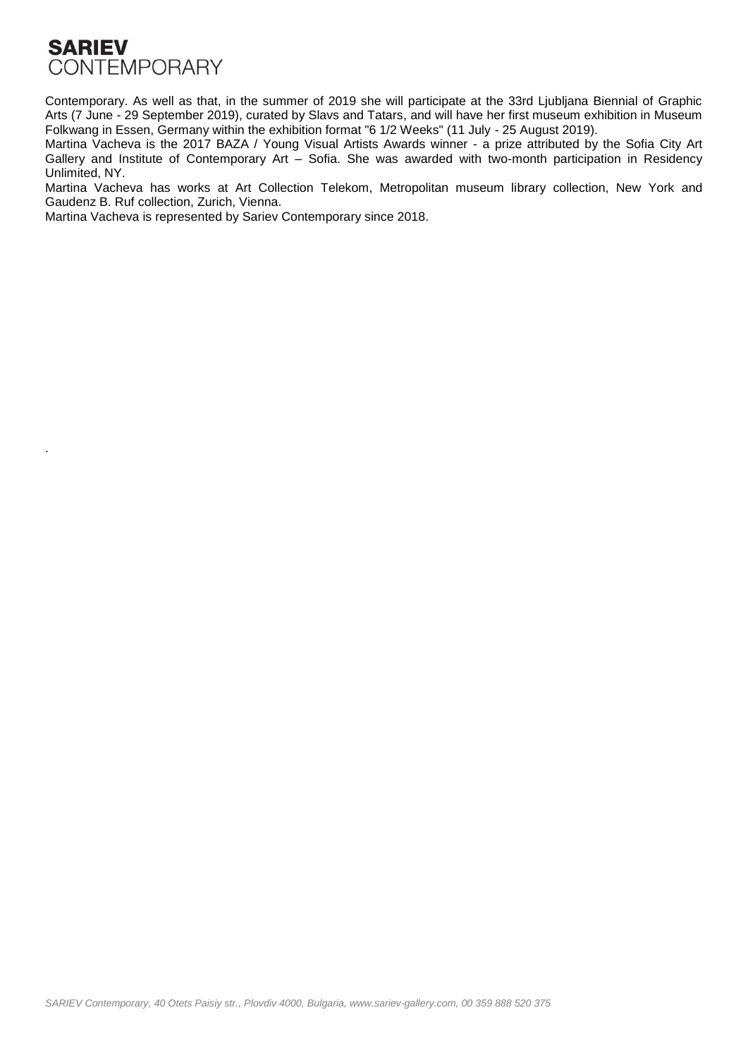Contemporary. As well as that, in the summer of 2019 she will participate at the 33rd Ljubljana Biennial of Graphic Arts (7 June - 29 September 2019), curated by Slavs and Tatars, and will have her first museum exhibition in Museum Folkwang in Essen, Germany within the exhibition format "6 1/2 Weeks" (11 July - 25 August 2019).

Martina Vacheva is the 2017 BAZA / Young Visual Artists Awards winner - a prize attributed by the Sofia City Art Gallery and Institute of Contemporary Art – Sofia. She was awarded with two-month participation in Residency Unlimited, NY.

Martina Vacheva has works at Art Collection Telekom, Metropolitan museum library collection, New York and Gaudenz B. Ruf collection, Zurich, Vienna.

Martina Vacheva is represented by Sariev Contemporary since 2018.

.